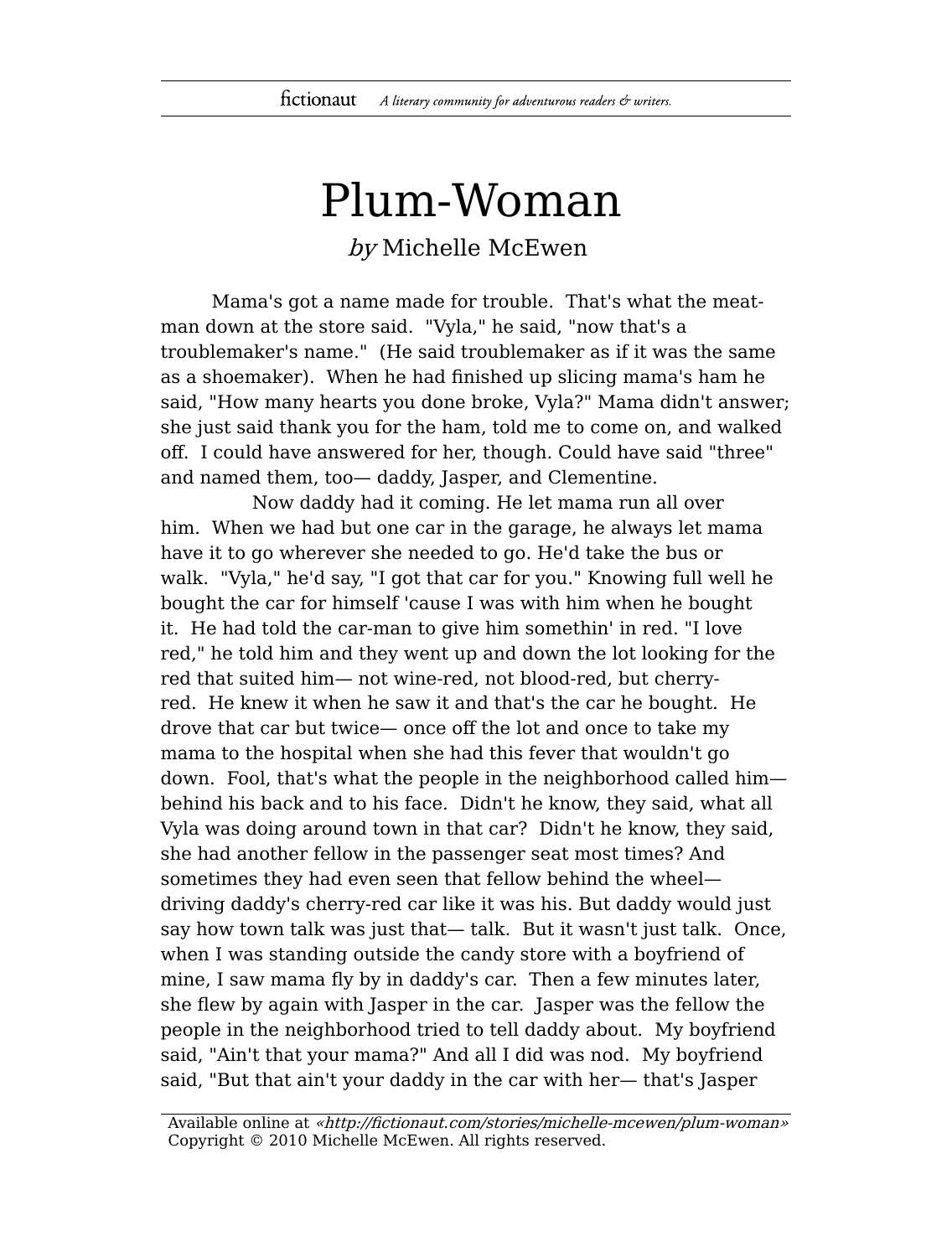# Plum-Woman

*by* Michelle McEwen

Mama's got a name made for trouble. That's what the meat-man down at the store said. "Vyla," he said, "now that's a troublemaker's name." (He said troublemaker as if it was the same as a shoemaker). When he had finished up slicing mama's ham he said, "How many hearts you done broke, Vyla?" Mama didn't answer; she just said thank you for the ham, told me to come on, and walked off. I could have answered for her, though. Could have said "three" and named them, too— daddy, Jasper, and Clementine.

Now daddy had it coming. He let mama run all over him. When we had but one car in the garage, he always let mama have it to go wherever she needed to go. He'd take the bus or walk. "Vyla," he'd say, "I got that car for you." Knowing full well he bought the car for himself 'cause I was with him when he bought it. He had told the car-man to give him somethin' in red. "I love red," he told him and they went up and down the lot looking for the red that suited him— not wine-red, not blood-red, but cherry-red. He knew it when he saw it and that's the car he bought. He drove that car but twice— once off the lot and once to take my mama to the hospital when she had this fever that wouldn't go down. Fool, that's what the people in the neighborhood called him— behind his back and to his face. Didn't he know, they said, what all Vyla was doing around town in that car? Didn't he know, they said, she had another fellow in the passenger seat most times? And sometimes they had even seen that fellow behind the wheel— driving daddy's cherry-red car like it was his. But daddy would just say how town talk was just that— talk. But it wasn't just talk. Once, when I was standing outside the candy store with a boyfriend of mine, I saw mama fly by in daddy's car. Then a few minutes later, she flew by again with Jasper in the car. Jasper was the fellow the people in the neighborhood tried to tell daddy about. My boyfriend said, "Ain't that your mama?" And all I did was nod. My boyfriend said, "But that ain't your daddy in the car with her— that's Jasper

Available online at *«http://fictionaut.com/stories/michelle-mcewen/plum-woman»*
Copyright © 2010 Michelle McEwen. All rights reserved.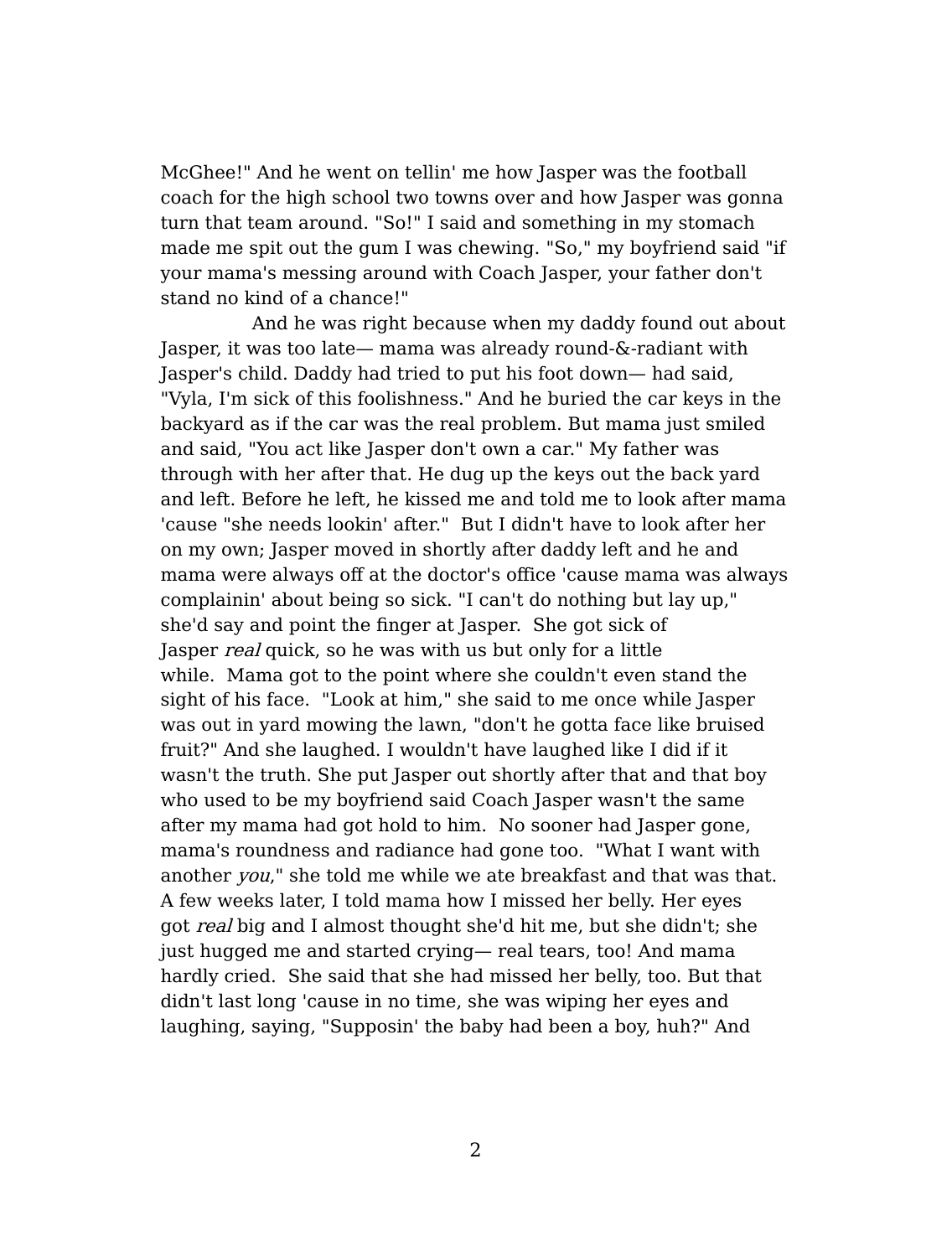McGhee!" And he went on tellin' me how Jasper was the football coach for the high school two towns over and how Jasper was gonna turn that team around. "So!" I said and something in my stomach made me spit out the gum I was chewing. "So," my boyfriend said "if your mama's messing around with Coach Jasper, your father don't stand no kind of a chance!"

And he was right because when my daddy found out about Jasper, it was too late— mama was already round-&-radiant with Jasper's child. Daddy had tried to put his foot down— had said, "Vyla, I'm sick of this foolishness." And he buried the car keys in the backyard as if the car was the real problem. But mama just smiled and said, "You act like Jasper don't own a car." My father was through with her after that. He dug up the keys out the back yard and left. Before he left, he kissed me and told me to look after mama 'cause "she needs lookin' after." But I didn't have to look after her on my own; Jasper moved in shortly after daddy left and he and mama were always off at the doctor's office 'cause mama was always complainin' about being so sick. "I can't do nothing but lay up," she'd say and point the finger at Jasper. She got sick of Jasper *real* quick, so he was with us but only for a little while. Mama got to the point where she couldn't even stand the sight of his face. "Look at him," she said to me once while Jasper was out in yard mowing the lawn, "don't he gotta face like bruised fruit?" And she laughed. I wouldn't have laughed like I did if it wasn't the truth. She put Jasper out shortly after that and that boy who used to be my boyfriend said Coach Jasper wasn't the same after my mama had got hold to him. No sooner had Jasper gone, mama's roundness and radiance had gone too. "What I want with another *you*," she told me while we ate breakfast and that was that. A few weeks later, I told mama how I missed her belly. Her eyes got *real* big and I almost thought she'd hit me, but she didn't; she just hugged me and started crying— real tears, too! And mama hardly cried. She said that she had missed her belly, too. But that didn't last long 'cause in no time, she was wiping her eyes and laughing, saying, "Supposin' the baby had been a boy, huh?" And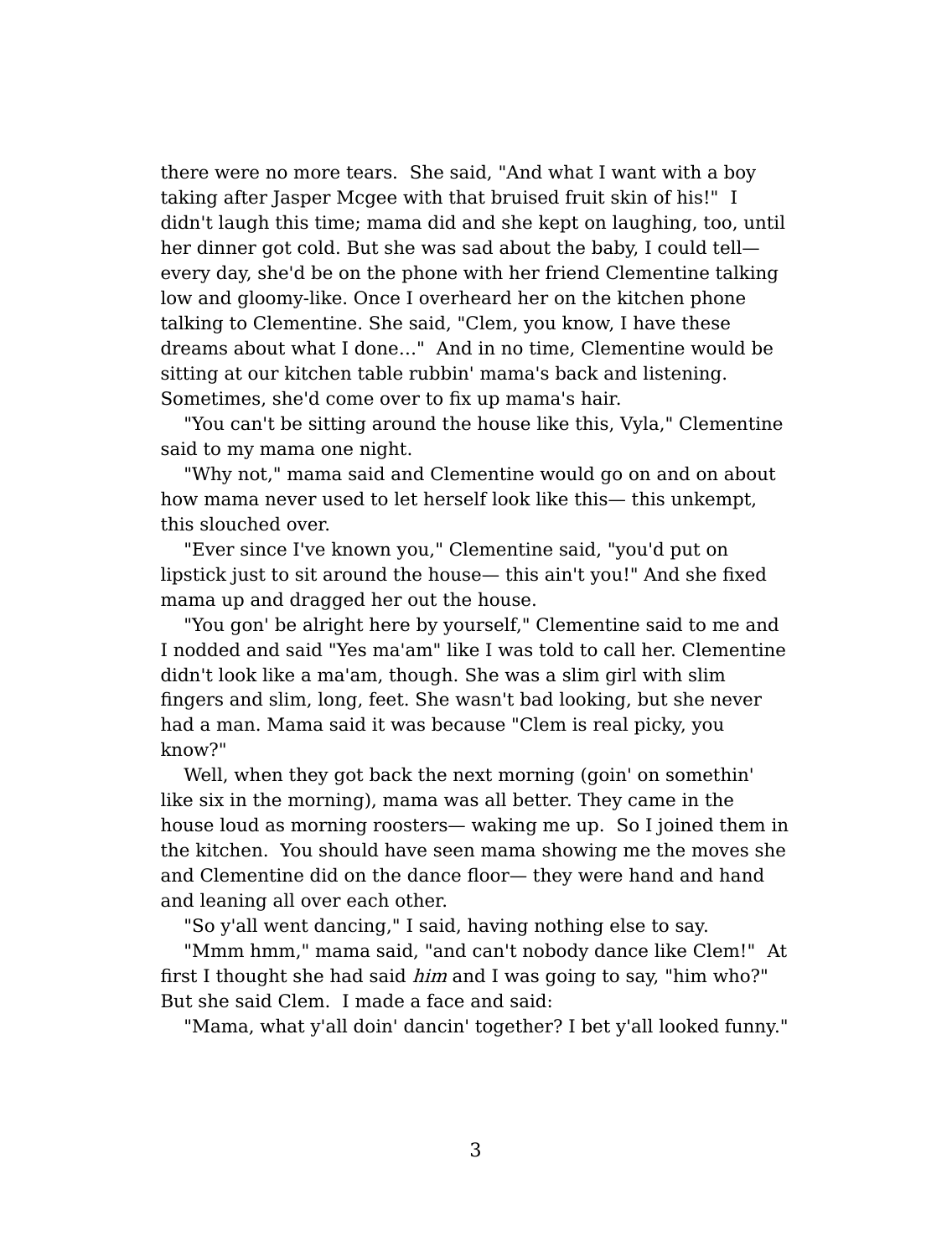there were no more tears. She said, "And what I want with a boy taking after Jasper Mcgee with that bruised fruit skin of his!" I didn't laugh this time; mama did and she kept on laughing, too, until her dinner got cold. But she was sad about the baby, I could tell— every day, she'd be on the phone with her friend Clementine talking low and gloomy-like. Once I overheard her on the kitchen phone talking to Clementine. She said, "Clem, you know, I have these dreams about what I done…" And in no time, Clementine would be sitting at our kitchen table rubbin' mama's back and listening. Sometimes, she'd come over to fix up mama's hair.

"You can't be sitting around the house like this, Vyla," Clementine said to my mama one night.

"Why not," mama said and Clementine would go on and on about how mama never used to let herself look like this— this unkempt, this slouched over.

"Ever since I've known you," Clementine said, "you'd put on lipstick just to sit around the house— this ain't you!" And she fixed mama up and dragged her out the house.

"You gon' be alright here by yourself," Clementine said to me and I nodded and said "Yes ma'am" like I was told to call her. Clementine didn't look like a ma'am, though. She was a slim girl with slim fingers and slim, long, feet. She wasn't bad looking, but she never had a man. Mama said it was because "Clem is real picky, you know?"

Well, when they got back the next morning (goin' on somethin' like six in the morning), mama was all better. They came in the house loud as morning roosters— waking me up. So I joined them in the kitchen. You should have seen mama showing me the moves she and Clementine did on the dance floor— they were hand and hand and leaning all over each other.

"So y'all went dancing," I said, having nothing else to say.

"Mmm hmm," mama said, "and can't nobody dance like Clem!" At first I thought she had said *him* and I was going to say, "him who?" But she said Clem. I made a face and said:

"Mama, what y'all doin' dancin' together? I bet y'all looked funny."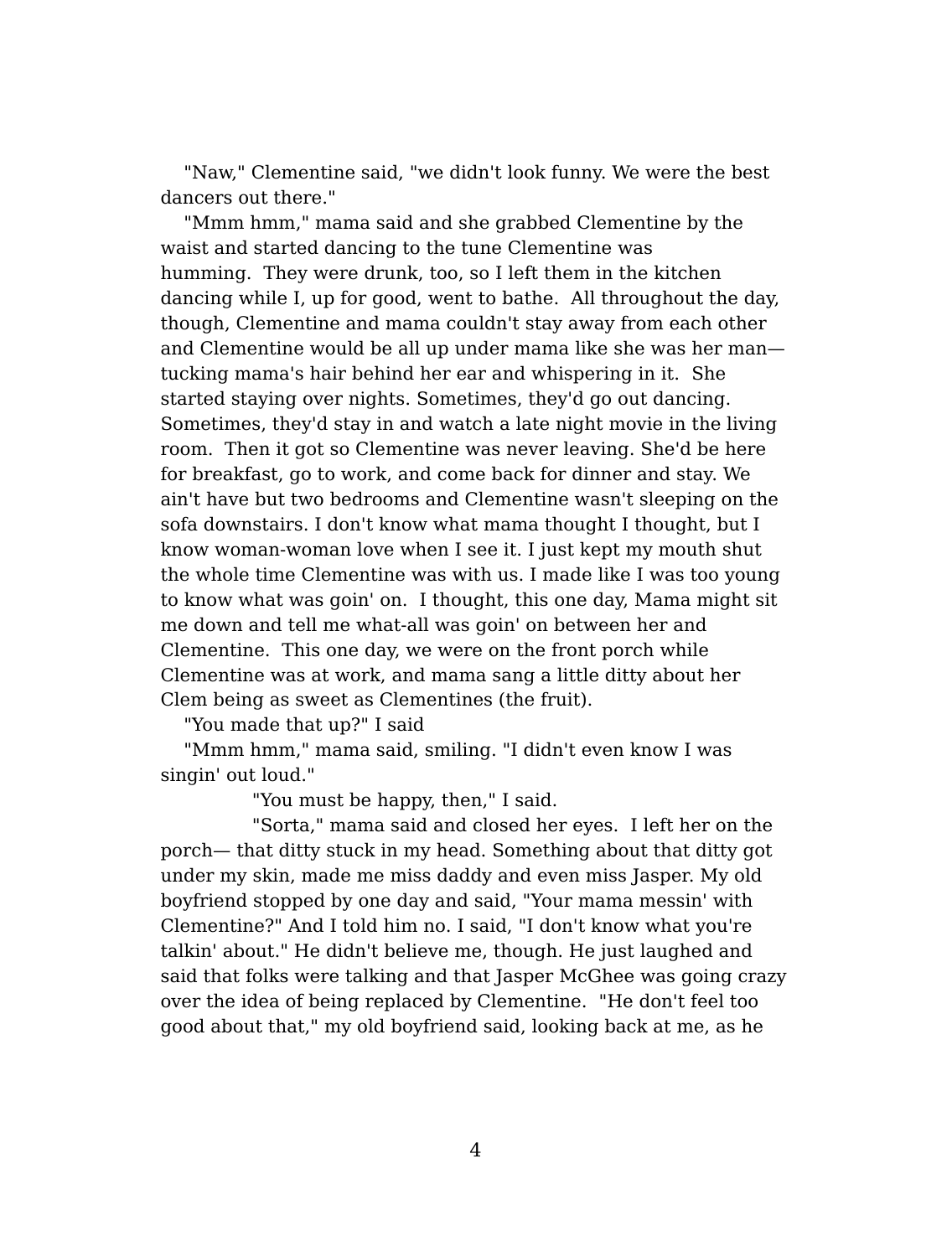"Naw," Clementine said, "we didn't look funny. We were the best dancers out there."

"Mmm hmm," mama said and she grabbed Clementine by the waist and started dancing to the tune Clementine was humming. They were drunk, too, so I left them in the kitchen dancing while I, up for good, went to bathe. All throughout the day, though, Clementine and mama couldn't stay away from each other and Clementine would be all up under mama like she was her man— tucking mama's hair behind her ear and whispering in it. She started staying over nights. Sometimes, they'd go out dancing. Sometimes, they'd stay in and watch a late night movie in the living room. Then it got so Clementine was never leaving. She'd be here for breakfast, go to work, and come back for dinner and stay. We ain't have but two bedrooms and Clementine wasn't sleeping on the sofa downstairs. I don't know what mama thought I thought, but I know woman-woman love when I see it. I just kept my mouth shut the whole time Clementine was with us. I made like I was too young to know what was goin' on. I thought, this one day, Mama might sit me down and tell me what-all was goin' on between her and Clementine. This one day, we were on the front porch while Clementine was at work, and mama sang a little ditty about her Clem being as sweet as Clementines (the fruit).

"You made that up?" I said

"Mmm hmm," mama said, smiling. "I didn't even know I was singin' out loud."

"You must be happy, then," I said.

"Sorta," mama said and closed her eyes. I left her on the porch— that ditty stuck in my head. Something about that ditty got under my skin, made me miss daddy and even miss Jasper. My old boyfriend stopped by one day and said, "Your mama messin' with Clementine?" And I told him no. I said, "I don't know what you're talkin' about." He didn't believe me, though. He just laughed and said that folks were talking and that Jasper McGhee was going crazy over the idea of being replaced by Clementine. "He don't feel too good about that," my old boyfriend said, looking back at me, as he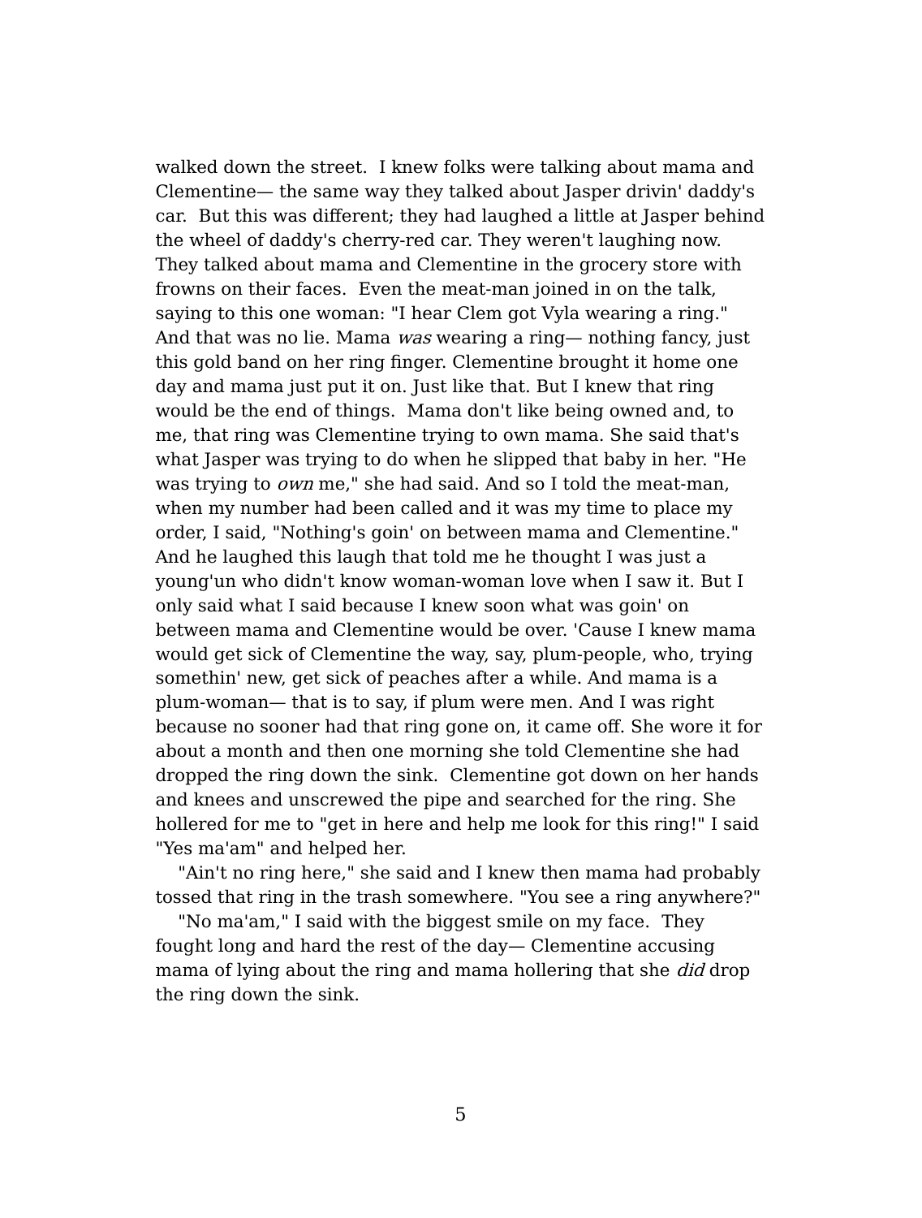walked down the street. I knew folks were talking about mama and Clementine— the same way they talked about Jasper drivin' daddy's car. But this was different; they had laughed a little at Jasper behind the wheel of daddy's cherry-red car. They weren't laughing now. They talked about mama and Clementine in the grocery store with frowns on their faces. Even the meat-man joined in on the talk, saying to this one woman: "I hear Clem got Vyla wearing a ring." And that was no lie. Mama *was* wearing a ring— nothing fancy, just this gold band on her ring finger. Clementine brought it home one day and mama just put it on. Just like that. But I knew that ring would be the end of things. Mama don't like being owned and, to me, that ring was Clementine trying to own mama. She said that's what Jasper was trying to do when he slipped that baby in her. "He was trying to *own* me," she had said. And so I told the meat-man, when my number had been called and it was my time to place my order, I said, "Nothing's goin' on between mama and Clementine." And he laughed this laugh that told me he thought I was just a young'un who didn't know woman-woman love when I saw it. But I only said what I said because I knew soon what was goin' on between mama and Clementine would be over. 'Cause I knew mama would get sick of Clementine the way, say, plum-people, who, trying somethin' new, get sick of peaches after a while. And mama is a plum-woman— that is to say, if plum were men. And I was right because no sooner had that ring gone on, it came off. She wore it for about a month and then one morning she told Clementine she had dropped the ring down the sink. Clementine got down on her hands and knees and unscrewed the pipe and searched for the ring. She hollered for me to "get in here and help me look for this ring!" I said "Yes ma'am" and helped her.

"Ain't no ring here," she said and I knew then mama had probably tossed that ring in the trash somewhere. "You see a ring anywhere?"

"No ma'am," I said with the biggest smile on my face. They fought long and hard the rest of the day— Clementine accusing mama of lying about the ring and mama hollering that she *did* drop the ring down the sink.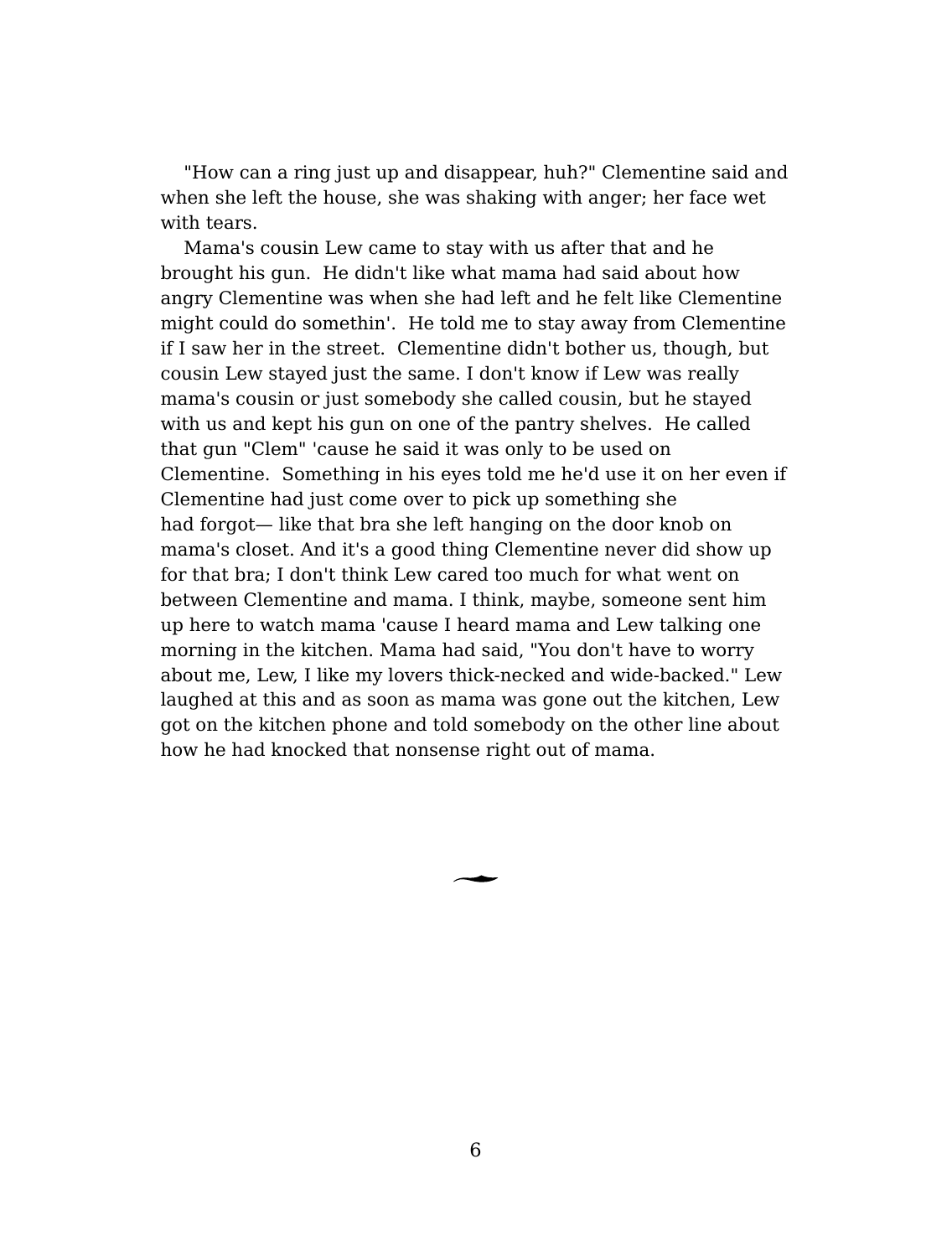"How can a ring just up and disappear, huh?" Clementine said and when she left the house, she was shaking with anger; her face wet with tears.

Mama's cousin Lew came to stay with us after that and he brought his gun. He didn't like what mama had said about how angry Clementine was when she had left and he felt like Clementine might could do somethin'. He told me to stay away from Clementine if I saw her in the street. Clementine didn't bother us, though, but cousin Lew stayed just the same. I don't know if Lew was really mama's cousin or just somebody she called cousin, but he stayed with us and kept his gun on one of the pantry shelves. He called that gun "Clem" 'cause he said it was only to be used on Clementine. Something in his eyes told me he'd use it on her even if Clementine had just come over to pick up something she had forgot— like that bra she left hanging on the door knob on mama's closet. And it's a good thing Clementine never did show up for that bra; I don't think Lew cared too much for what went on between Clementine and mama. I think, maybe, someone sent him up here to watch mama 'cause I heard mama and Lew talking one morning in the kitchen. Mama had said, "You don't have to worry about me, Lew, I like my lovers thick-necked and wide-backed." Lew laughed at this and as soon as mama was gone out the kitchen, Lew got on the kitchen phone and told somebody on the other line about how he had knocked that nonsense right out of mama.